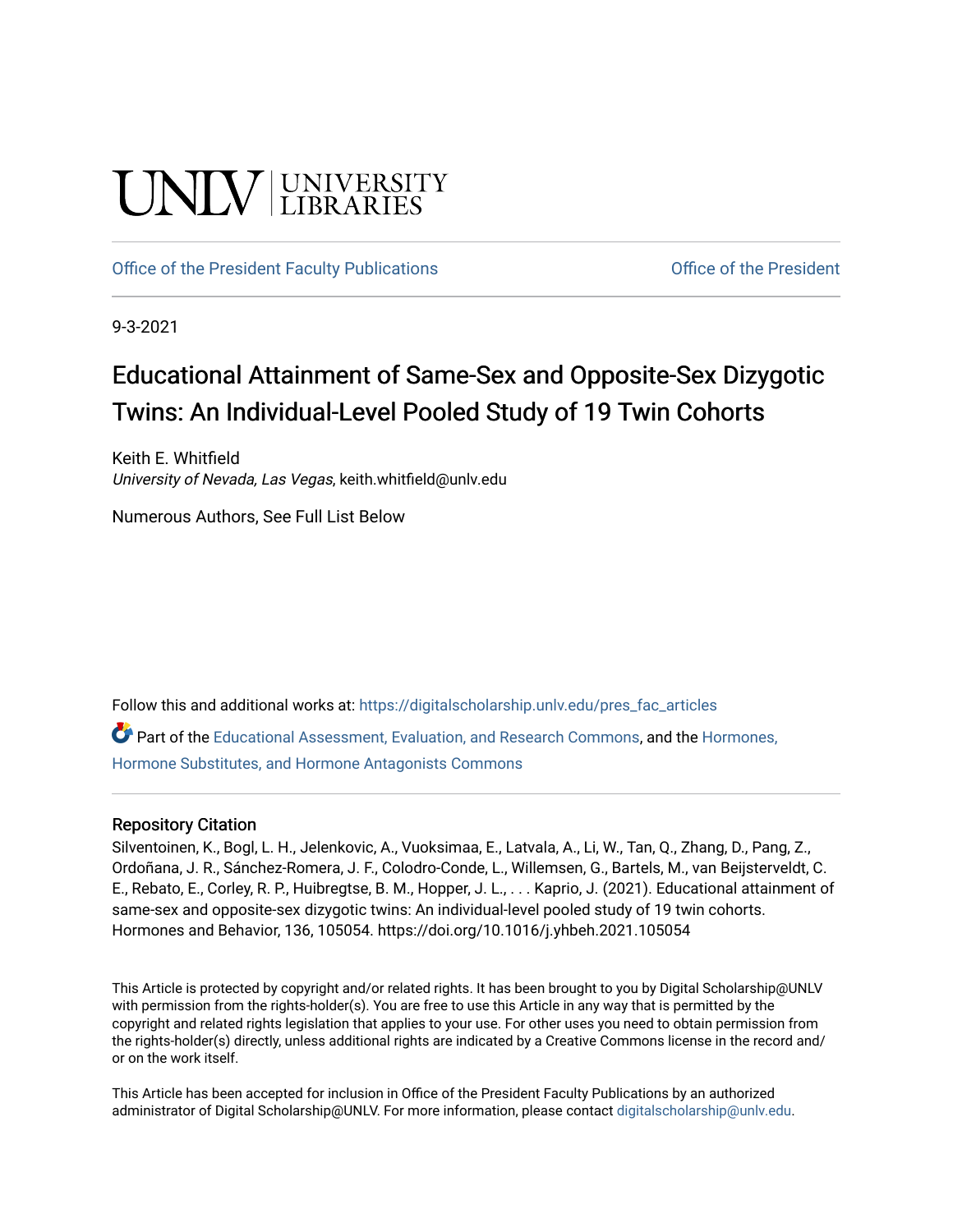UNLV | UNIVERSITY LIBRARIES

Office of the President Faculty Publications

Office of the President

9-3-2021

# Educational Attainment of Same-Sex and Opposite-Sex Dizygotic Twins: An Individual-Level Pooled Study of 19 Twin Cohorts

Keith E. Whitfield
*University of Nevada, Las Vegas*, keith.whitfield@unlv.edu

Numerous Authors, See Full List Below

Follow this and additional works at: https://digitalscholarship.unlv.edu/pres_fac_articles

Part of the Educational Assessment, Evaluation, and Research Commons, and the Hormones, Hormone Substitutes, and Hormone Antagonists Commons

### Repository Citation

Silventoinen, K., Bogl, L. H., Jelenkovic, A., Vuoksimaa, E., Latvala, A., Li, W., Tan, Q., Zhang, D., Pang, Z., Ordoñana, J. R., Sánchez-Romera, J. F., Colodro-Conde, L., Willemsen, G., Bartels, M., van Beijsterveldt, C. E., Rebato, E., Corley, R. P., Huibregtse, B. M., Hopper, J. L., . . . Kaprio, J. (2021). Educational attainment of same-sex and opposite-sex dizygotic twins: An individual-level pooled study of 19 twin cohorts. Hormones and Behavior, 136, 105054. https://doi.org/10.1016/j.yhbeh.2021.105054

This Article is protected by copyright and/or related rights. It has been brought to you by Digital Scholarship@UNLV with permission from the rights-holder(s). You are free to use this Article in any way that is permitted by the copyright and related rights legislation that applies to your use. For other uses you need to obtain permission from the rights-holder(s) directly, unless additional rights are indicated by a Creative Commons license in the record and/or on the work itself.

This Article has been accepted for inclusion in Office of the President Faculty Publications by an authorized administrator of Digital Scholarship@UNLV. For more information, please contact digitalscholarship@unlv.edu.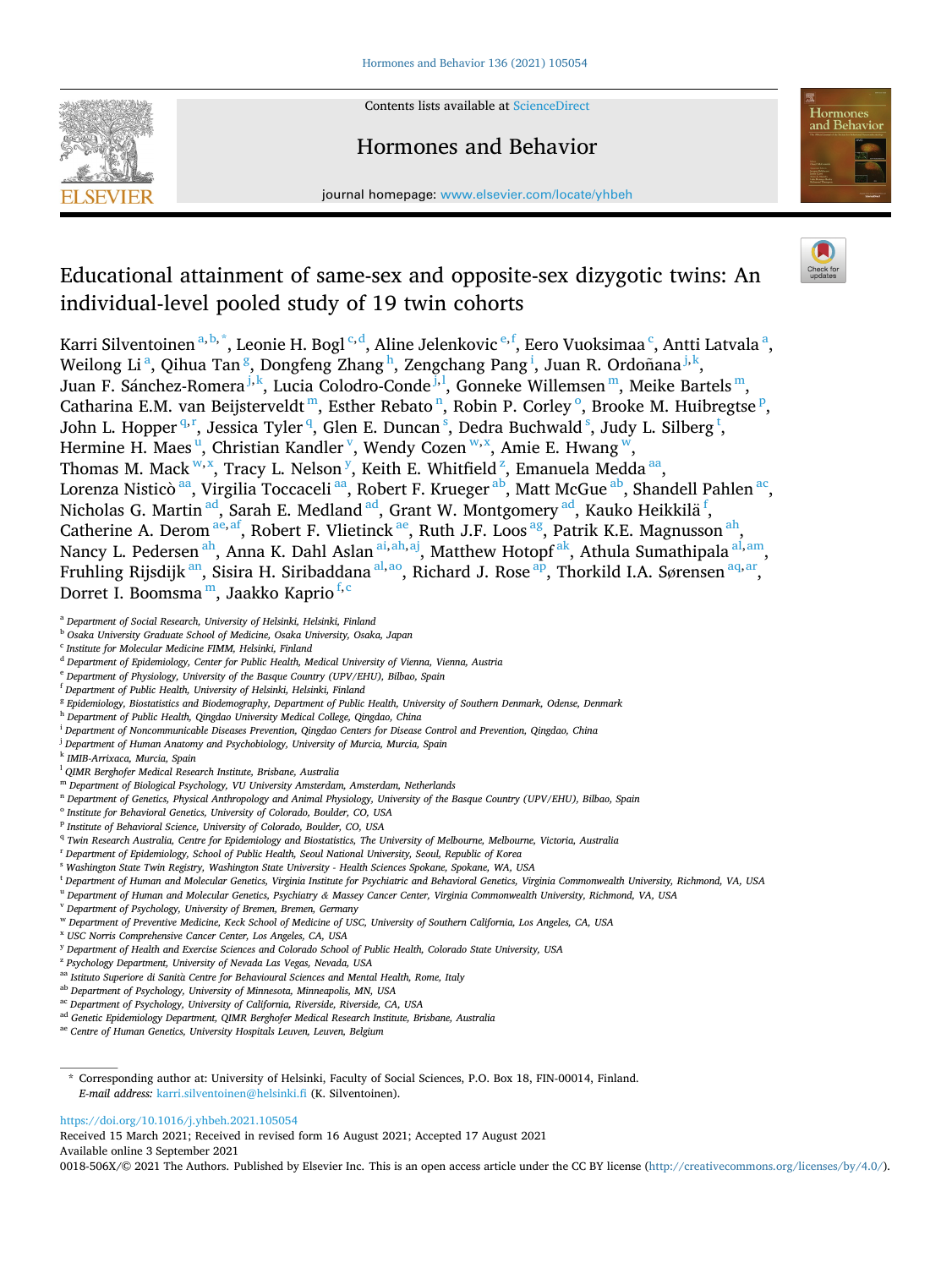# Educational attainment of same-sex and opposite-sex dizygotic twins: An individual-level pooled study of 19 twin cohorts

Karri Silventoinen [a,b,*], Leonie H. Bogl [c,d], Aline Jelenkovic [e,f], Eero Vuoksimaa [c], Antti Latvala [a], Weilong Li [a], Qihua Tan [g], Dongfeng Zhang [h], Zengchang Pang [i], Juan R. Ordoñana [j,k], Juan F. Sánchez-Romera [j,k], Lucia Colodro-Conde [j,l], Gonneke Willemsen [m], Meike Bartels [m], Catharina E.M. van Beijsterveldt [m], Esther Rebato [n], Robin P. Corley [o], Brooke M. Huibregtse [p], John L. Hopper [q,r], Jessica Tyler [q], Glen E. Duncan [s], Dedra Buchwald [s], Judy L. Silberg [t], Hermine H. Maes [u], Christian Kandler [v], Wendy Cozen [w,x], Amie E. Hwang [w], Thomas M. Mack [w,x], Tracy L. Nelson [y], Keith E. Whitfield [z], Emanuela Medda [aa], Lorenza Nisticò [aa], Virgilia Toccaceli [aa], Robert F. Krueger [ab], Matt McGue [ab], Shandell Pahlen [ac], Nicholas G. Martin [ad], Sarah E. Medland [ad], Grant W. Montgomery [ad], Kauko Heikkilä [f], Catherine A. Derom [ae,af], Robert F. Vlietinck [ae], Ruth J.F. Loos [ag], Patrik K.E. Magnusson [ah], Nancy L. Pedersen [ah], Anna K. Dahl Aslan [ai,ah,aj], Matthew Hotopf [ak], Athula Sumathipala [al,am], Fruhling Rijsdijk [an], Sisira H. Siribaddana [al,ao], Richard J. Rose [ap], Thorkild I.A. Sørensen [aq,ar], Dorret I. Boomsma [m], Jaakko Kaprio [f,c]

[a] Department of Social Research, University of Helsinki, Helsinki, Finland
[b] Osaka University Graduate School of Medicine, Osaka University, Osaka, Japan
[c] Institute for Molecular Medicine FIMM, Helsinki, Finland
[d] Department of Epidemiology, Center for Public Health, Medical University of Vienna, Vienna, Austria
[e] Department of Physiology, University of the Basque Country (UPV/EHU), Bilbao, Spain
[f] Department of Public Health, University of Helsinki, Helsinki, Finland
[g] Epidemiology, Biostatistics and Biodemography, Department of Public Health, University of Southern Denmark, Odense, Denmark
[h] Department of Public Health, Qingdao University Medical College, Qingdao, China
[i] Department of Noncommunicable Diseases Prevention, Qingdao Centers for Disease Control and Prevention, Qingdao, China
[j] Department of Human Anatomy and Psychobiology, University of Murcia, Murcia, Spain
[k] IMIB-Arrixaca, Murcia, Spain
[l] QIMR Berghofer Medical Research Institute, Brisbane, Australia
[m] Department of Biological Psychology, VU University Amsterdam, Amsterdam, Netherlands
[n] Department of Genetics, Physical Anthropology and Animal Physiology, University of the Basque Country (UPV/EHU), Bilbao, Spain
[o] Institute for Behavioral Genetics, University of Colorado, Boulder, CO, USA
[p] Institute of Behavioral Science, University of Colorado, Boulder, CO, USA
[q] Twin Research Australia, Centre for Epidemiology and Biostatistics, The University of Melbourne, Melbourne, Victoria, Australia
[r] Department of Epidemiology, School of Public Health, Seoul National University, Seoul, Republic of Korea
[s] Washington State Twin Registry, Washington State University - Health Sciences Spokane, Spokane, WA, USA
[t] Department of Human and Molecular Genetics, Virginia Institute for Psychiatric and Behavioral Genetics, Virginia Commonwealth University, Richmond, VA, USA
[u] Department of Human and Molecular Genetics, Psychiatry & Massey Cancer Center, Virginia Commonwealth University, Richmond, VA, USA
[v] Department of Psychology, University of Bremen, Bremen, Germany
[w] Department of Preventive Medicine, Keck School of Medicine of USC, University of Southern California, Los Angeles, CA, USA
[x] USC Norris Comprehensive Cancer Center, Los Angeles, CA, USA
[y] Department of Health and Exercise Sciences and Colorado School of Public Health, Colorado State University, USA
[z] Psychology Department, University of Nevada Las Vegas, Nevada, USA
[aa] Istituto Superiore di Sanità Centre for Behavioural Sciences and Mental Health, Rome, Italy
[ab] Department of Psychology, University of Minnesota, Minneapolis, MN, USA
[ac] Department of Psychology, University of California, Riverside, Riverside, CA, USA
[ad] Genetic Epidemiology Department, QIMR Berghofer Medical Research Institute, Brisbane, Australia
[ae] Centre of Human Genetics, University Hospitals Leuven, Leuven, Belgium

\* Corresponding author at: University of Helsinki, Faculty of Social Sciences, P.O. Box 18, FIN-00014, Finland.
*E-mail address:* karri.silventoinen@helsinki.fi (K. Silventoinen).

https://doi.org/10.1016/j.yhbeh.2021.105054
Received 15 March 2021; Received in revised form 16 August 2021; Accepted 17 August 2021
Available online 3 September 2021
0018-506X/© 2021 The Authors. Published by Elsevier Inc. This is an open access article under the CC BY license (http://creativecommons.org/licenses/by/4.0/).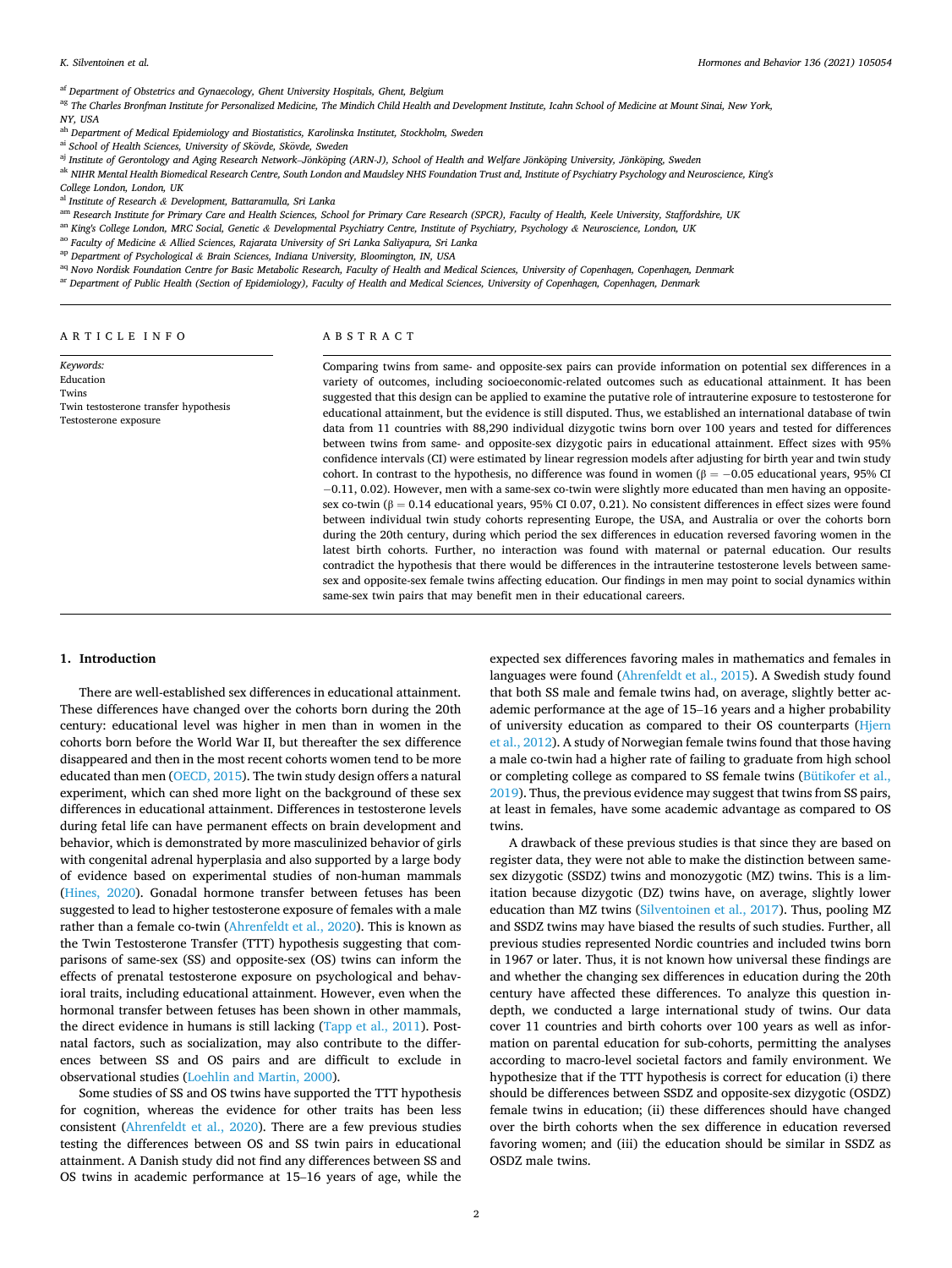[af] Department of Obstetrics and Gynaecology, Ghent University Hospitals, Ghent, Belgium

[ag] The Charles Bronfman Institute for Personalized Medicine, The Mindich Child Health and Development Institute, Icahn School of Medicine at Mount Sinai, New York, NY, USA

[ah] Department of Medical Epidemiology and Biostatistics, Karolinska Institutet, Stockholm, Sweden

[ai] School of Health Sciences, University of Skövde, Skövde, Sweden

[aj] Institute of Gerontology and Aging Research Network–Jönköping (ARN-J), School of Health and Welfare Jönköping University, Jönköping, Sweden

[ak] NIHR Mental Health Biomedical Research Centre, South London and Maudsley NHS Foundation Trust and, Institute of Psychiatry Psychology and Neuroscience, King's College London, London, UK

[al] Institute of Research & Development, Battaramulla, Sri Lanka

[am] Research Institute for Primary Care and Health Sciences, School for Primary Care Research (SPCR), Faculty of Health, Keele University, Staffordshire, UK

[an] King's College London, MRC Social, Genetic & Developmental Psychiatry Centre, Institute of Psychiatry, Psychology & Neuroscience, London, UK

[ao] Faculty of Medicine & Allied Sciences, Rajarata University of Sri Lanka Saliyapura, Sri Lanka

[ap] Department of Psychological & Brain Sciences, Indiana University, Bloomington, IN, USA

[aq] Novo Nordisk Foundation Centre for Basic Metabolic Research, Faculty of Health and Medical Sciences, University of Copenhagen, Copenhagen, Denmark

[ar] Department of Public Health (Section of Epidemiology), Faculty of Health and Medical Sciences, University of Copenhagen, Copenhagen, Denmark

ARTICLE INFO

*Keywords:*
Education
Twins
Twin testosterone transfer hypothesis
Testosterone exposure

ABSTRACT

Comparing twins from same- and opposite-sex pairs can provide information on potential sex differences in a variety of outcomes, including socioeconomic-related outcomes such as educational attainment. It has been suggested that this design can be applied to examine the putative role of intrauterine exposure to testosterone for educational attainment, but the evidence is still disputed. Thus, we established an international database of twin data from 11 countries with 88,290 individual dizygotic twins born over 100 years and tested for differences between twins from same- and opposite-sex dizygotic pairs in educational attainment. Effect sizes with 95% confidence intervals (CI) were estimated by linear regression models after adjusting for birth year and twin study cohort. In contrast to the hypothesis, no difference was found in women ($\beta = -0.05$ educational years, 95% CI $-0.11$, 0.02). However, men with a same-sex co-twin were slightly more educated than men having an opposite-sex co-twin ($\beta = 0.14$ educational years, 95% CI 0.07, 0.21). No consistent differences in effect sizes were found between individual twin study cohorts representing Europe, the USA, and Australia or over the cohorts born during the 20th century, during which period the sex differences in education reversed favoring women in the latest birth cohorts. Further, no interaction was found with maternal or paternal education. Our results contradict the hypothesis that there would be differences in the intrauterine testosterone levels between same-sex and opposite-sex female twins affecting education. Our findings in men may point to social dynamics within same-sex twin pairs that may benefit men in their educational careers.

## 1. Introduction

There are well-established sex differences in educational attainment. These differences have changed over the cohorts born during the 20th century: educational level was higher in men than in women in the cohorts born before the World War II, but thereafter the sex difference disappeared and then in the most recent cohorts women tend to be more educated than men (OECD, 2015). The twin study design offers a natural experiment, which can shed more light on the background of these sex differences in educational attainment. Differences in testosterone levels during fetal life can have permanent effects on brain development and behavior, which is demonstrated by more masculinized behavior of girls with congenital adrenal hyperplasia and also supported by a large body of evidence based on experimental studies of non-human mammals (Hines, 2020). Gonadal hormone transfer between fetuses has been suggested to lead to higher testosterone exposure of females with a male rather than a female co-twin (Ahrenfeldt et al., 2020). This is known as the Twin Testosterone Transfer (TTT) hypothesis suggesting that comparisons of same-sex (SS) and opposite-sex (OS) twins can inform the effects of prenatal testosterone exposure on psychological and behavioral traits, including educational attainment. However, even when the hormonal transfer between fetuses has been shown in other mammals, the direct evidence in humans is still lacking (Tapp et al., 2011). Postnatal factors, such as socialization, may also contribute to the differences between SS and OS pairs and are difficult to exclude in observational studies (Loehlin and Martin, 2000).

Some studies of SS and OS twins have supported the TTT hypothesis for cognition, whereas the evidence for other traits has been less consistent (Ahrenfeldt et al., 2020). There are a few previous studies testing the differences between OS and SS twin pairs in educational attainment. A Danish study did not find any differences between SS and OS twins in academic performance at 15–16 years of age, while the expected sex differences favoring males in mathematics and females in languages were found (Ahrenfeldt et al., 2015). A Swedish study found that both SS male and female twins had, on average, slightly better academic performance at the age of 15–16 years and a higher probability of university education as compared to their OS counterparts (Hjern et al., 2012). A study of Norwegian female twins found that those having a male co-twin had a higher rate of failing to graduate from high school or completing college as compared to SS female twins (Bütikofer et al., 2019). Thus, the previous evidence may suggest that twins from SS pairs, at least in females, have some academic advantage as compared to OS twins.

A drawback of these previous studies is that since they are based on register data, they were not able to make the distinction between same-sex dizygotic (SSDZ) twins and monozygotic (MZ) twins. This is a limitation because dizygotic (DZ) twins have, on average, slightly lower education than MZ twins (Silventoinen et al., 2017). Thus, pooling MZ and SSDZ twins may have biased the results of such studies. Further, all previous studies represented Nordic countries and included twins born in 1967 or later. Thus, it is not known how universal these findings are and whether the changing sex differences in education during the 20th century have affected these differences. To analyze this question in-depth, we conducted a large international study of twins. Our data cover 11 countries and birth cohorts over 100 years as well as information on parental education for sub-cohorts, permitting the analyses according to macro-level societal factors and family environment. We hypothesize that if the TTT hypothesis is correct for education (i) there should be differences between SSDZ and opposite-sex dizygotic (OSDZ) female twins in education; (ii) these differences should have changed over the birth cohorts when the sex difference in education reversed favoring women; and (iii) the education should be similar in SSDZ as OSDZ male twins.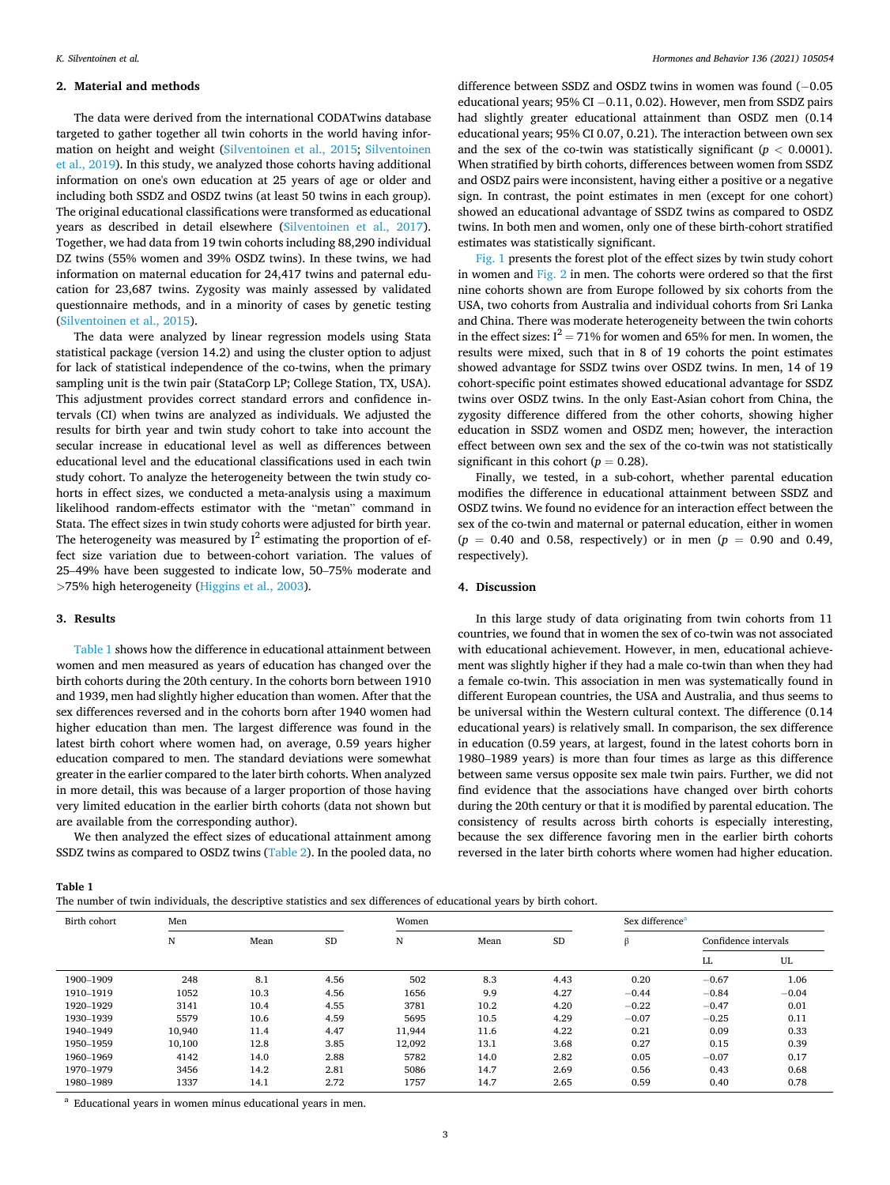## 2. Material and methods

The data were derived from the international CODATwins database targeted to gather together all twin cohorts in the world having information on height and weight (Silventoinen et al., 2015; Silventoinen et al., 2019). In this study, we analyzed those cohorts having additional information on one's own education at 25 years of age or older and including both SSDZ and OSDZ twins (at least 50 twins in each group). The original educational classifications were transformed as educational years as described in detail elsewhere (Silventoinen et al., 2017). Together, we had data from 19 twin cohorts including 88,290 individual DZ twins (55% women and 39% OSDZ twins). In these twins, we had information on maternal education for 24,417 twins and paternal education for 23,687 twins. Zygosity was mainly assessed by validated questionnaire methods, and in a minority of cases by genetic testing (Silventoinen et al., 2015).

The data were analyzed by linear regression models using Stata statistical package (version 14.2) and using the cluster option to adjust for lack of statistical independence of the co-twins, when the primary sampling unit is the twin pair (StataCorp LP; College Station, TX, USA). This adjustment provides correct standard errors and confidence intervals (CI) when twins are analyzed as individuals. We adjusted the results for birth year and twin study cohort to take into account the secular increase in educational level as well as differences between educational level and the educational classifications used in each twin study cohort. To analyze the heterogeneity between the twin study cohorts in effect sizes, we conducted a meta-analysis using a maximum likelihood random-effects estimator with the "metan" command in Stata. The effect sizes in twin study cohorts were adjusted for birth year. The heterogeneity was measured by $I^2$ estimating the proportion of effect size variation due to between-cohort variation. The values of 25–49% have been suggested to indicate low, 50–75% moderate and >75% high heterogeneity (Higgins et al., 2003).

## 3. Results

Table 1 shows how the difference in educational attainment between women and men measured as years of education has changed over the birth cohorts during the 20th century. In the cohorts born between 1910 and 1939, men had slightly higher education than women. After that the sex differences reversed and in the cohorts born after 1940 women had higher education than men. The largest difference was found in the latest birth cohort where women had, on average, 0.59 years higher education compared to men. The standard deviations were somewhat greater in the earlier compared to the later birth cohorts. When analyzed in more detail, this was because of a larger proportion of those having very limited education in the earlier birth cohorts (data not shown but are available from the corresponding author).

We then analyzed the effect sizes of educational attainment among SSDZ twins as compared to OSDZ twins (Table 2). In the pooled data, no difference between SSDZ and OSDZ twins in women was found (−0.05 educational years; 95% CI −0.11, 0.02). However, men from SSDZ pairs had slightly greater educational attainment than OSDZ men (0.14 educational years; 95% CI 0.07, 0.21). The interaction between own sex and the sex of the co-twin was statistically significant ($p < 0.0001$). When stratified by birth cohorts, differences between women from SSDZ and OSDZ pairs were inconsistent, having either a positive or a negative sign. In contrast, the point estimates in men (except for one cohort) showed an educational advantage of SSDZ twins as compared to OSDZ twins. In both men and women, only one of these birth-cohort stratified estimates was statistically significant.

Fig. 1 presents the forest plot of the effect sizes by twin study cohort in women and Fig. 2 in men. The cohorts were ordered so that the first nine cohorts shown are from Europe followed by six cohorts from the USA, two cohorts from Australia and individual cohorts from Sri Lanka and China. There was moderate heterogeneity between the twin cohorts in the effect sizes: $I^2 = 71\%$ for women and 65% for men. In women, the results were mixed, such that in 8 of 19 cohorts the point estimates showed advantage for SSDZ twins over OSDZ twins. In men, 14 of 19 cohort-specific point estimates showed educational advantage for SSDZ twins over OSDZ twins. In the only East-Asian cohort from China, the zygosity difference differed from the other cohorts, showing higher education in SSDZ women and OSDZ men; however, the interaction effect between own sex and the sex of the co-twin was not statistically significant in this cohort ($p = 0.28$).

Finally, we tested, in a sub-cohort, whether parental education modifies the difference in educational attainment between SSDZ and OSDZ twins. We found no evidence for an interaction effect between the sex of the co-twin and maternal or paternal education, either in women ($p = 0.40$ and 0.58, respectively) or in men ($p = 0.90$ and 0.49, respectively).

## 4. Discussion

In this large study of data originating from twin cohorts from 11 countries, we found that in women the sex of co-twin was not associated with educational achievement. However, in men, educational achievement was slightly higher if they had a male co-twin than when they had a female co-twin. This association in men was systematically found in different European countries, the USA and Australia, and thus seems to be universal within the Western cultural context. The difference (0.14 educational years) is relatively small. In comparison, the sex difference in education (0.59 years, at largest, found in the latest cohorts born in 1980–1989 years) is more than four times as large as this difference between same versus opposite sex male twin pairs. Further, we did not find evidence that the associations have changed over birth cohorts during the 20th century or that it is modified by parental education. The consistency of results across birth cohorts is especially interesting, because the sex difference favoring men in the earlier birth cohorts reversed in the later birth cohorts where women had higher education.

**Table 1**
The number of twin individuals, the descriptive statistics and sex differences of educational years by birth cohort.

| Birth cohort | Men | | | Women | | | Sex difference[a] | | |
|---|---|---|---|---|---|---|---|---|---|
| | N | Mean | SD | N | Mean | SD | β | Confidence intervals | |
| | | | | | | | | LL | UL |
| 1900–1909 | 248 | 8.1 | 4.56 | 502 | 8.3 | 4.43 | 0.20 | −0.67 | 1.06 |
| 1910–1919 | 1052 | 10.3 | 4.56 | 1656 | 9.9 | 4.27 | −0.44 | −0.84 | −0.04 |
| 1920–1929 | 3141 | 10.4 | 4.55 | 3781 | 10.2 | 4.20 | −0.22 | −0.47 | 0.01 |
| 1930–1939 | 5579 | 10.6 | 4.59 | 5695 | 10.5 | 4.29 | −0.07 | −0.25 | 0.11 |
| 1940–1949 | 10,940 | 11.4 | 4.47 | 11,944 | 11.6 | 4.22 | 0.21 | 0.09 | 0.33 |
| 1950–1959 | 10,100 | 12.8 | 3.85 | 12,092 | 13.1 | 3.68 | 0.27 | 0.15 | 0.39 |
| 1960–1969 | 4142 | 14.0 | 2.88 | 5782 | 14.0 | 2.82 | 0.05 | −0.07 | 0.17 |
| 1970–1979 | 3456 | 14.2 | 2.81 | 5086 | 14.7 | 2.69 | 0.56 | 0.43 | 0.68 |
| 1980–1989 | 1337 | 14.1 | 2.72 | 1757 | 14.7 | 2.65 | 0.59 | 0.40 | 0.78 |

[a] Educational years in women minus educational years in men.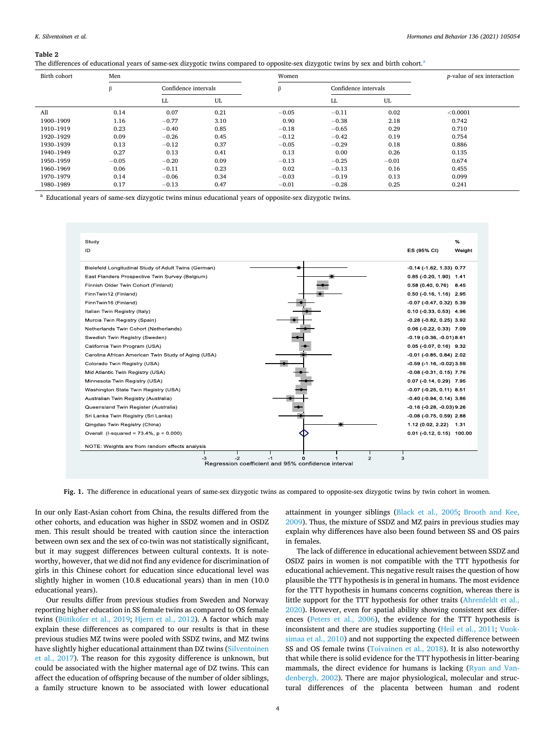**Table 2**

The differences of educational years of same-sex dizygotic twins compared to opposite-sex dizygotic twins by sex and birth cohort.[a]

| Birth cohort | Men | | | Women | | | p-value of sex interaction |
|---|---|---|---|---|---|---|---|
| | β | Confidence intervals | | β | Confidence intervals | | |
| | | LL | UL | | LL | UL | |
| All | 0.14 | 0.07 | 0.21 | −0.05 | −0.11 | 0.02 | <0.0001 |
| 1900–1909 | 1.16 | −0.77 | 3.10 | 0.90 | −0.38 | 2.18 | 0.742 |
| 1910–1919 | 0.23 | −0.40 | 0.85 | −0.18 | −0.65 | 0.29 | 0.710 |
| 1920–1929 | 0.09 | −0.26 | 0.45 | −0.12 | −0.42 | 0.19 | 0.754 |
| 1930–1939 | 0.13 | −0.12 | 0.37 | −0.05 | −0.29 | 0.18 | 0.886 |
| 1940–1949 | 0.27 | 0.13 | 0.41 | 0.13 | 0.00 | 0.26 | 0.135 |
| 1950–1959 | −0.05 | −0.20 | 0.09 | −0.13 | −0.25 | −0.01 | 0.674 |
| 1960–1969 | 0.06 | −0.11 | 0.23 | 0.02 | −0.13 | 0.16 | 0.455 |
| 1970–1979 | 0.14 | −0.06 | 0.34 | −0.03 | −0.19 | 0.13 | 0.099 |
| 1980–1989 | 0.17 | −0.13 | 0.47 | −0.01 | −0.28 | 0.25 | 0.241 |

[a] Educational years of same-sex dizygotic twins minus educational years of opposite-sex dizygotic twins.

| Study ID | ES (95% CI) | % Weight |
|---|---|---|
| Bielefeld Longitudinal Study of Adult Twins (German) | -0.14 (-1.62, 1.33) | 0.77 |
| East Flanders Prospective Twin Survey (Belgium) | 0.85 (-0.20, 1.90) | 1.41 |
| Finnish Older Twin Cohort (Finland) | 0.58 (0.40, 0.76) | 8.45 |
| FinnTwin12 (Finland) | 0.50 (-0.16, 1.16) | 2.95 |
| FinnTwin16 (Finland) | -0.07 (-0.47, 0.32) | 5.39 |
| Italian Twin Registry (Italy) | 0.10 (-0.33, 0.53) | 4.96 |
| Murcia Twin Registry (Spain) | -0.28 (-0.82, 0.25) | 3.92 |
| Netherlands Twin Cohort (Netherlands) | 0.06 (-0.22, 0.33) | 7.09 |
| Swedish Twin Registry (Sweden) | -0.19 (-0.36, -0.01) | 8.61 |
| California Twin Program (USA) | 0.05 (-0.07, 0.16) | 9.32 |
| Carolina African American Twin Study of Aging (USA) | -0.01 (-0.85, 0.84) | 2.02 |
| Colorado Twin Registry (USA) | -0.59 (-1.16, -0.02) | 3.59 |
| Mid Atlantic Twin Registry (USA) | -0.08 (-0.31, 0.15) | 7.76 |
| Minnesota Twin Registry (USA) | 0.07 (-0.14, 0.29) | 7.95 |
| Washington State Twin Registry (USA) | -0.07 (-0.25, 0.11) | 8.51 |
| Australian Twin Registry (Australia) | -0.40 (-0.94, 0.14) | 3.86 |
| Queensland Twin Register (Australia) | -0.16 (-0.28, -0.03) | 9.26 |
| Sri Lanka Twin Registry (Sri Lanka) | -0.08 (-0.75, 0.59) | 2.88 |
| Qingdao Twin Registry (China) | 1.12 (0.02, 2.22) | 1.31 |
| Overall (I-squared = 73.4%, p = 0.000) | 0.01 (-0.12, 0.15) | 100.00 |

NOTE: Weights are from random effects analysis

Regression coefficient and 95% confidence interval

**Fig. 1.** The difference in educational years of same-sex dizygotic twins as compared to opposite-sex dizygotic twins by twin cohort in women.

In our only East-Asian cohort from China, the results differed from the other cohorts, and education was higher in SSDZ women and in OSDZ men. This result should be treated with caution since the interaction between own sex and the sex of co-twin was not statistically significant, but it may suggest differences between cultural contexts. It is noteworthy, however, that we did not find any evidence for discrimination of girls in this Chinese cohort for education since educational level was slightly higher in women (10.8 educational years) than in men (10.0 educational years).

Our results differ from previous studies from Sweden and Norway reporting higher education in SS female twins as compared to OS female twins (Bütikofer et al., 2019; Hjern et al., 2012). A factor which may explain these differences as compared to our results is that in these previous studies MZ twins were pooled with SSDZ twins, and MZ twins have slightly higher educational attainment than DZ twins (Silventoinen et al., 2017). The reason for this zygosity difference is unknown, but could be associated with the higher maternal age of DZ twins. This can affect the education of offspring because of the number of older siblings, a family structure known to be associated with lower educational attainment in younger siblings (Black et al., 2005; Brooth and Kee, 2009). Thus, the mixture of SSDZ and MZ pairs in previous studies may explain why differences have also been found between SS and OS pairs in females.

The lack of difference in educational achievement between SSDZ and OSDZ pairs in women is not compatible with the TTT hypothesis for educational achievement. This negative result raises the question of how plausible the TTT hypothesis is in general in humans. The most evidence for the TTT hypothesis in humans concerns cognition, whereas there is little support for the TTT hypothesis for other traits (Ahrenfeldt et al., 2020). However, even for spatial ability showing consistent sex differences (Peters et al., 2006), the evidence for the TTT hypothesis is inconsistent and there are studies supporting (Heil et al., 2011; Vuoksimaa et al., 2010) and not supporting the expected difference between SS and OS female twins (Toivainen et al., 2018). It is also noteworthy that while there is solid evidence for the TTT hypothesis in litter-bearing mammals, the direct evidence for humans is lacking (Ryan and Vandenbergh, 2002). There are major physiological, molecular and structural differences of the placenta between human and rodent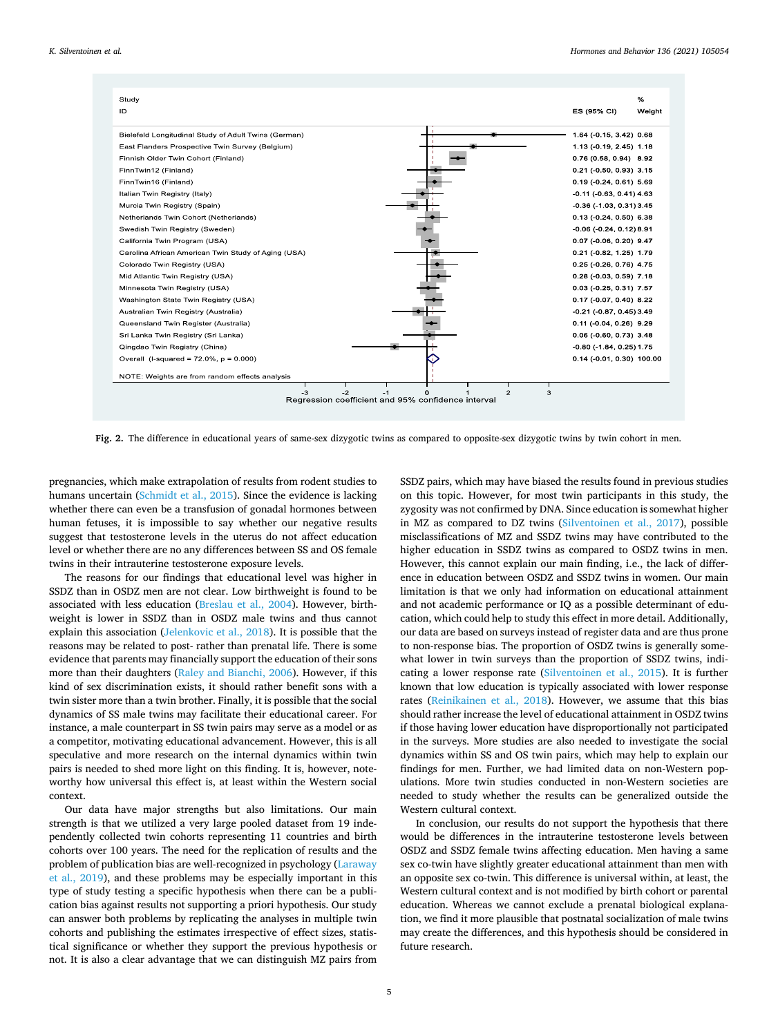| Study ID | ES (95% CI) | % Weight |
|---|---|---|
| Bielefeld Longitudinal Study of Adult Twins (German) | 1.64 (-0.15, 3.42) | 0.68 |
| East Flanders Prospective Twin Survey (Belgium) | 1.13 (-0.19, 2.45) | 1.18 |
| Finnish Older Twin Cohort (Finland) | 0.76 (0.58, 0.94) | 8.92 |
| FinnTwin12 (Finland) | 0.21 (-0.50, 0.93) | 3.15 |
| FinnTwin16 (Finland) | 0.19 (-0.24, 0.61) | 5.69 |
| Italian Twin Registry (Italy) | -0.11 (-0.63, 0.41) | 4.63 |
| Murcia Twin Registry (Spain) | -0.36 (-1.03, 0.31) | 3.45 |
| Netherlands Twin Cohort (Netherlands) | 0.13 (-0.24, 0.50) | 6.38 |
| Swedish Twin Registry (Sweden) | -0.06 (-0.24, 0.12) | 8.91 |
| California Twin Program (USA) | 0.07 (-0.06, 0.20) | 9.47 |
| Carolina African American Twin Study of Aging (USA) | 0.21 (-0.82, 1.25) | 1.79 |
| Colorado Twin Registry (USA) | 0.25 (-0.26, 0.76) | 4.75 |
| Mid Atlantic Twin Registry (USA) | 0.28 (-0.03, 0.59) | 7.18 |
| Minnesota Twin Registry (USA) | 0.03 (-0.25, 0.31) | 7.57 |
| Washington State Twin Registry (USA) | 0.17 (-0.07, 0.40) | 8.22 |
| Australian Twin Registry (Australia) | -0.21 (-0.87, 0.45) | 3.49 |
| Queensland Twin Register (Australia) | 0.11 (-0.04, 0.26) | 9.29 |
| Sri Lanka Twin Registry (Sri Lanka) | 0.06 (-0.60, 0.73) | 3.48 |
| Qingdao Twin Registry (China) | -0.80 (-1.84, 0.25) | 1.75 |
| Overall (I-squared = 72.0%, p = 0.000) | 0.14 (-0.01, 0.30) | 100.00 |

NOTE: Weights are from random effects analysis

Regression coefficient and 95% confidence interval

**Fig. 2.** The difference in educational years of same-sex dizygotic twins as compared to opposite-sex dizygotic twins by twin cohort in men.

pregnancies, which make extrapolation of results from rodent studies to humans uncertain (Schmidt et al., 2015). Since the evidence is lacking whether there can even be a transfusion of gonadal hormones between human fetuses, it is impossible to say whether our negative results suggest that testosterone levels in the uterus do not affect education level or whether there are no any differences between SS and OS female twins in their intrauterine testosterone exposure levels.

The reasons for our findings that educational level was higher in SSDZ than in OSDZ men are not clear. Low birthweight is found to be associated with less education (Breslau et al., 2004). However, birthweight is lower in SSDZ than in OSDZ male twins and thus cannot explain this association (Jelenkovic et al., 2018). It is possible that the reasons may be related to post- rather than prenatal life. There is some evidence that parents may financially support the education of their sons more than their daughters (Raley and Bianchi, 2006). However, if this kind of sex discrimination exists, it should rather benefit sons with a twin sister more than a twin brother. Finally, it is possible that the social dynamics of SS male twins may facilitate their educational career. For instance, a male counterpart in SS twin pairs may serve as a model or as a competitor, motivating educational advancement. However, this is all speculative and more research on the internal dynamics within twin pairs is needed to shed more light on this finding. It is, however, noteworthy how universal this effect is, at least within the Western social context.

Our data have major strengths but also limitations. Our main strength is that we utilized a very large pooled dataset from 19 independently collected twin cohorts representing 11 countries and birth cohorts over 100 years. The need for the replication of results and the problem of publication bias are well-recognized in psychology (Laraway et al., 2019), and these problems may be especially important in this type of study testing a specific hypothesis when there can be a publication bias against results not supporting a priori hypothesis. Our study can answer both problems by replicating the analyses in multiple twin cohorts and publishing the estimates irrespective of effect sizes, statistical significance or whether they support the previous hypothesis or not. It is also a clear advantage that we can distinguish MZ pairs from SSDZ pairs, which may have biased the results found in previous studies on this topic. However, for most twin participants in this study, the zygosity was not confirmed by DNA. Since education is somewhat higher in MZ as compared to DZ twins (Silventoinen et al., 2017), possible misclassifications of MZ and SSDZ twins may have contributed to the higher education in SSDZ twins as compared to OSDZ twins in men. However, this cannot explain our main finding, i.e., the lack of difference in education between OSDZ and SSDZ twins in women. Our main limitation is that we only had information on educational attainment and not academic performance or IQ as a possible determinant of education, which could help to study this effect in more detail. Additionally, our data are based on surveys instead of register data and are thus prone to non-response bias. The proportion of OSDZ twins is generally somewhat lower in twin surveys than the proportion of SSDZ twins, indicating a lower response rate (Silventoinen et al., 2015). It is further known that low education is typically associated with lower response rates (Reinikainen et al., 2018). However, we assume that this bias should rather increase the level of educational attainment in OSDZ twins if those having lower education have disproportionally not participated in the surveys. More studies are also needed to investigate the social dynamics within SS and OS twin pairs, which may help to explain our findings for men. Further, we had limited data on non-Western populations. More twin studies conducted in non-Western societies are needed to study whether the results can be generalized outside the Western cultural context.

In conclusion, our results do not support the hypothesis that there would be differences in the intrauterine testosterone levels between OSDZ and SSDZ female twins affecting education. Men having a same sex co-twin have slightly greater educational attainment than men with an opposite sex co-twin. This difference is universal within, at least, the Western cultural context and is not modified by birth cohort or parental education. Whereas we cannot exclude a prenatal biological explanation, we find it more plausible that postnatal socialization of male twins may create the differences, and this hypothesis should be considered in future research.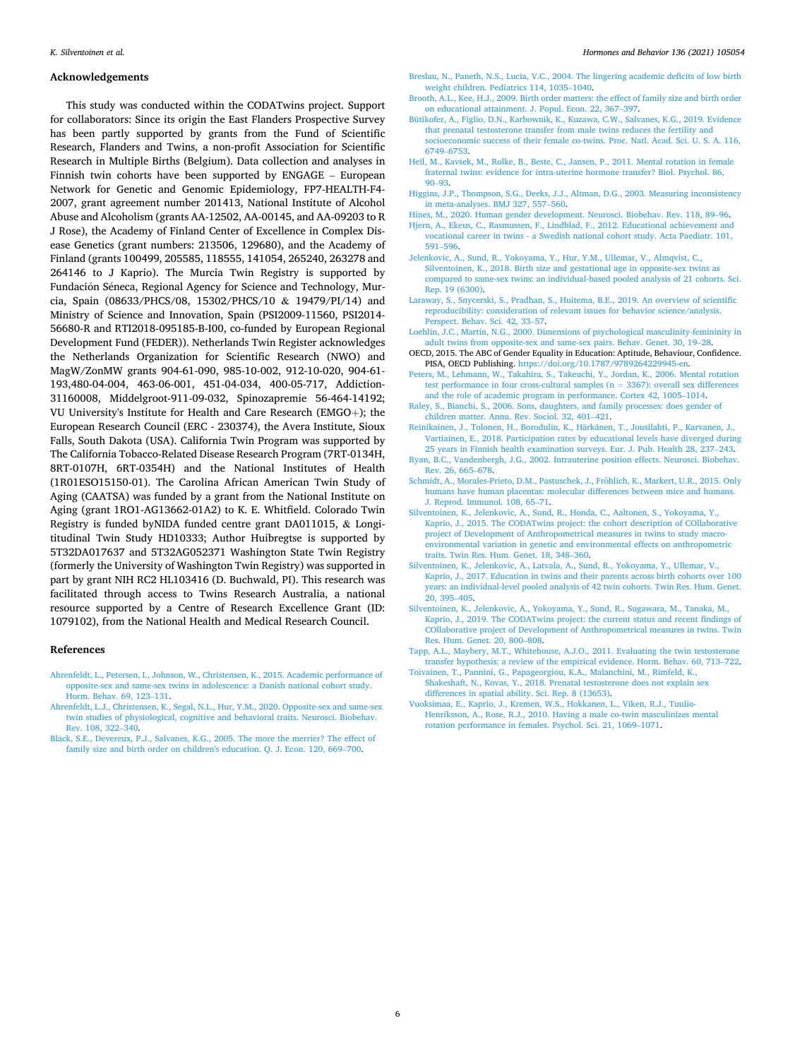## Acknowledgements

This study was conducted within the CODATwins project. Support for collaborators: Since its origin the East Flanders Prospective Survey has been partly supported by grants from the Fund of Scientific Research, Flanders and Twins, a non-profit Association for Scientific Research in Multiple Births (Belgium). Data collection and analyses in Finnish twin cohorts have been supported by ENGAGE – European Network for Genetic and Genomic Epidemiology, FP7-HEALTH-F4-2007, grant agreement number 201413, National Institute of Alcohol Abuse and Alcoholism (grants AA-12502, AA-00145, and AA-09203 to R J Rose), the Academy of Finland Center of Excellence in Complex Disease Genetics (grant numbers: 213506, 129680), and the Academy of Finland (grants 100499, 205585, 118555, 141054, 265240, 263278 and 264146 to J Kaprio). The Murcia Twin Registry is supported by Fundación Séneca, Regional Agency for Science and Technology, Murcia, Spain (08633/PHCS/08, 15302/PHCS/10 & 19479/PI/14) and Ministry of Science and Innovation, Spain (PSI2009-11560, PSI2014-56680-R and RTI2018-095185-B-I00, co-funded by European Regional Development Fund (FEDER)). Netherlands Twin Register acknowledges the Netherlands Organization for Scientific Research (NWO) and MagW/ZonMW grants 904-61-090, 985-10-002, 912-10-020, 904-61-193,480-04-004, 463-06-001, 451-04-034, 400-05-717, Addiction-31160008, Middelgroot-911-09-032, Spinozapremie 56-464-14192; VU University's Institute for Health and Care Research (EMGO+); the European Research Council (ERC - 230374), the Avera Institute, Sioux Falls, South Dakota (USA). California Twin Program was supported by The California Tobacco-Related Disease Research Program (7RT-0134H, 8RT-0107H, 6RT-0354H) and the National Institutes of Health (1R01ESO15150-01). The Carolina African American Twin Study of Aging (CAATSA) was funded by a grant from the National Institute on Aging (grant 1RO1-AG13662-01A2) to K. E. Whitfield. Colorado Twin Registry is funded byNIDA funded centre grant DA011015, & Longitudinal Twin Study HD10333; Author Huibregtse is supported by 5T32DA017637 and 5T32AG052371 Washington State Twin Registry (formerly the University of Washington Twin Registry) was supported in part by grant NIH RC2 HL103416 (D. Buchwald, PI). This research was facilitated through access to Twins Research Australia, a national resource supported by a Centre of Research Excellence Grant (ID: 1079102), from the National Health and Medical Research Council.

## References

Ahrenfeldt, L., Petersen, I., Johnson, W., Christensen, K., 2015. Academic performance of opposite-sex and same-sex twins in adolescence: a Danish national cohort study. Horm. Behav. 69, 123–131.

Ahrenfeldt, L.J., Christensen, K., Segal, N.L., Hur, Y.M., 2020. Opposite-sex and same-sex twin studies of physiological, cognitive and behavioral traits. Neurosci. Biobehav. Rev. 108, 322–340.

Black, S.E., Devereux, P.J., Salvanes, K.G., 2005. The more the merrier? The effect of family size and birth order on children's education. Q. J. Econ. 120, 669–700.

Breslau, N., Paneth, N.S., Lucia, V.C., 2004. The lingering academic deficits of low birth weight children. Pediatrics 114, 1035–1040.

Brooth, A.L., Kee, H.J., 2009. Birth order matters: the effect of family size and birth order on educational attainment. J. Popul. Econ. 22, 367–397.

Bütikofer, A., Figlio, D.N., Karbownik, K., Kuzawa, C.W., Salvanes, K.G., 2019. Evidence that prenatal testosterone transfer from male twins reduces the fertility and socioeconomic success of their female co-twins. Proc. Natl. Acad. Sci. U. S. A. 116, 6749–6753.

Heil, M., Kavšek, M., Rolke, B., Beste, C., Jansen, P., 2011. Mental rotation in female fraternal twins: evidence for intra-uterine hormone transfer? Biol. Psychol. 86, 90–93.

Higgins, J.P., Thompson, S.G., Deeks, J.J., Altman, D.G., 2003. Measuring inconsistency in meta-analyses. BMJ 327, 557–560.

Hines, M., 2020. Human gender development. Neurosci. Biobehav. Rev. 118, 89–96.

Hjern, A., Ekeus, C., Rasmussen, F., Lindblad, F., 2012. Educational achievement and vocational career in twins - a Swedish national cohort study. Acta Paediatr. 101, 591–596.

Jelenkovic, A., Sund, R., Yokoyama, Y., Hur, Y.M., Ullemar, V., Almqvist, C., Silventoinen, K., 2018. Birth size and gestational age in opposite-sex twins as compared to same-sex twins: an individual-based pooled analysis of 21 cohorts. Sci. Rep. 19 (6300).

Laraway, S., Snycerski, S., Pradhan, S., Huitema, B.E., 2019. An overview of scientific reproducibility: consideration of relevant issues for behavior science/analysis. Perspect. Behav. Sci. 42, 33–57.

Loehlin, J.C., Martin, N.G., 2000. Dimensions of psychological masculinity-femininity in adult twins from opposite-sex and same-sex pairs. Behav. Genet. 30, 19–28.

OECD, 2015. The ABC of Gender Equality in Education: Aptitude, Behaviour, Confidence. PISA, OECD Publishing. https://doi.org/10.1787/9789264229945-en.

Peters, M., Lehmann, W., Takahira, S., Takeuchi, Y., Jordan, K., 2006. Mental rotation test performance in four cross-cultural samples (n = 3367): overall sex differences and the role of academic program in performance. Cortex 42, 1005–1014.

Raley, S., Bianchi, S., 2006. Sons, daughters, and family processes: does gender of children matter. Annu. Rev. Sociol. 32, 401–421.

Reinikainen, J., Tolonen, H., Borodulin, K., Härkänen, T., Jousilahti, P., Karvanen, J., Vartiainen, E., 2018. Participation rates by educational levels have diverged during 25 years in Finnish health examination surveys. Eur. J. Pub. Health 28, 237–243.

Ryan, B.C., Vandenbergh, J.G., 2002. Intrauterine position effects. Neurosci. Biobehav. Rev. 26, 665–678.

Schmidt, A., Morales-Prieto, D.M., Pastuschek, J., Fröhlich, K., Markert, U.R., 2015. Only humans have human placentas: molecular differences between mice and humans. J. Reprod. Immunol. 108, 65–71.

Silventoinen, K., Jelenkovic, A., Sund, R., Honda, C., Aaltonen, S., Yokoyama, Y., Kaprio, J., 2015. The CODATwins project: the cohort description of COllaborative project of Development of Anthropometrical measures in twins to study macro-environmental variation in genetic and environmental effects on anthropometric traits. Twin Res. Hum. Genet. 18, 348–360.

Silventoinen, K., Jelenkovic, A., Latvala, A., Sund, R., Yokoyama, Y., Ullemar, V., Kaprio, J., 2017. Education in twins and their parents across birth cohorts over 100 years: an individual-level pooled analysis of 42 twin cohorts. Twin Res. Hum. Genet. 20, 395–405.

Silventoinen, K., Jelenkovic, A., Yokoyama, Y., Sund, R., Sugawara, M., Tanaka, M., Kaprio, J., 2019. The CODATwins project: the current status and recent findings of COllaborative project of Development of Anthropometrical measures in twins. Twin Res. Hum. Genet. 20, 800–808.

Tapp, A.L., Maybery, M.T., Whitehouse, A.J.O., 2011. Evaluating the twin testosterone transfer hypothesis: a review of the empirical evidence. Horm. Behav. 60, 713–722.

Toivainen, T., Pannini, G., Papageorgiou, K.A., Malanchini, M., Rimfeld, K., Shakeshaft, N., Kovas, Y., 2018. Prenatal testosterone does not explain sex differences in spatial ability. Sci. Rep. 8 (13653).

Vuoksimaa, E., Kaprio, J., Kremen, W.S., Hokkanen, L., Viken, R.J., Tuulio-Henriksson, A., Rose, R.J., 2010. Having a male co-twin masculinizes mental rotation performance in females. Psychol. Sci. 21, 1069–1071.